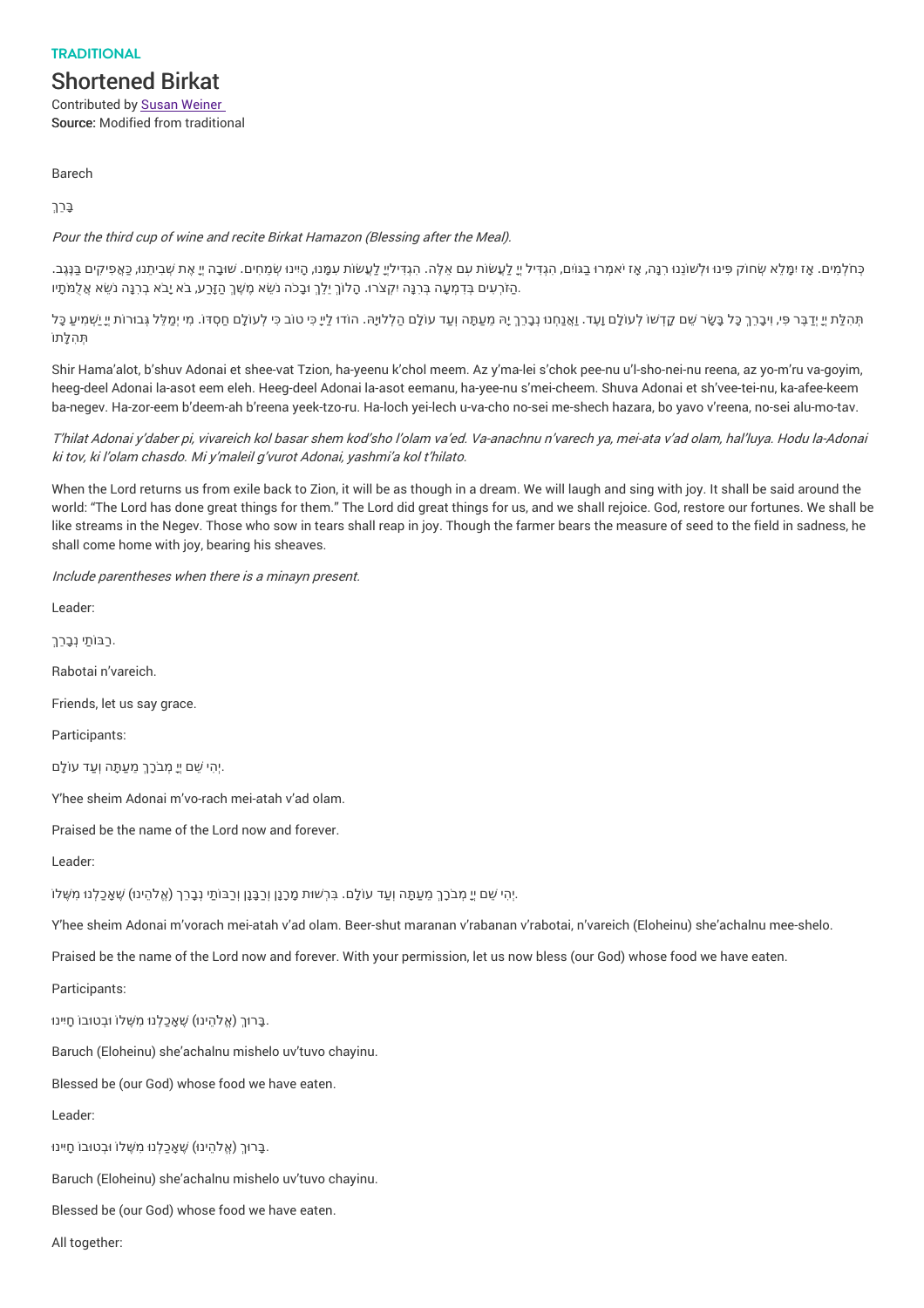TRADITIONAL

# Shortened Birkat

Contributed by Susan Weiner
**Source:** Modified from traditional

Barech

בָּרֵךְ

*Pour the third cup of wine and recite Birkat Hamazon (Blessing after the Meal).*

כְּחֹלְמִים. אָז יִמָּלֵא שְׂחוֹק פִּינוּ וּלְשׁוֹנֵנוּ רִנָּה, אָז יֹאמְרוּ בַגּוֹיִם, הִגְדִּיל יְיָ לַעֲשׂוֹת עִם אֵלֶּה. הִגְדִּיל יְיָ לַעֲשׂוֹת עִמָּנוּ, הָיִינוּ שְׂמֵחִים. שׁוּבָה יְיָ אֶת שְׁבִיתֵנוּ, כַּאֲפִיקִים בַּנֶּגֶב. הַזֹּרְעִים בְּדִמְעָה בְּרִנָּה יִקְצֹרוּ. הָלוֹךְ יֵלֵךְ וּבָכֹה נֹשֵׂא מֶשֶׁךְ הַזָּרַע, בֹּא יָבֹא בְרִנָּה נֹשֵׂא אֲלֻמֹּתָיו.

תְּהִלַּת יְיָ יְדַבֶּר פִּי, וִיבָרֵךְ כָּל בָּשָׂר שֵׁם קָדְשׁוֹ לְעוֹלָם וָעֶד. וַאֲנַחְנוּ נְבָרֵךְ יָהּ מֵעַתָּה וְעַד עוֹלָם הַלְלוּיָהּ. הוֹדוּ לַייָ כִּי טוֹב כִּי לְעוֹלָם חַסְדּוֹ. מִי יְמַלֵּל גְּבוּרוֹת יְיָ יַשְׁמִיעַ כָּל תְּהִלָּתוֹ

Shir Hama'alot, b'shuv Adonai et shee-vat Tzion, ha-yeenu k'chol meem. Az y'ma-lei s'chok pee-nu u'l-sho-nei-nu reena, az yo-m'ru va-goyim, heeg-deel Adonai la-asot eem eleh. Heeg-deel Adonai la-asot eemanu, ha-yee-nu s'mei-cheem. Shuva Adonai et sh'vee-tei-nu, ka-afee-keem ba-negev. Ha-zor-eem b'deem-ah b'reena yeek-tzo-ru. Ha-loch yei-lech u-va-cho no-sei me-shech hazara, bo yavo v'reena, no-sei alu-mo-tav.

*T'hilat Adonai y'daber pi, vivareich kol basar shem kod'sho l'olam va'ed. Va-anachnu n'varech ya, mei-ata v'ad olam, hal'luya. Hodu la-Adonai ki tov, ki l'olam chasdo. Mi y'maleil g'vurot Adonai, yashmi'a kol t'hilato.*

When the Lord returns us from exile back to Zion, it will be as though in a dream. We will laugh and sing with joy. It shall be said around the world: "The Lord has done great things for them." The Lord did great things for us, and we shall rejoice. God, restore our fortunes. We shall be like streams in the Negev. Those who sow in tears shall reap in joy. Though the farmer bears the measure of seed to the field in sadness, he shall come home with joy, bearing his sheaves.

*Include parentheses when there is a minayn present.*

Leader:

רַבּוֹתַי נְבָרֵךְ.

Rabotai n'vareich.

Friends, let us say grace.

Participants:

יְהִי שֵׁם יְיָ מְבֹרָךְ מֵעַתָּה וְעַד עוֹלָם.

Y'hee sheim Adonai m'vo-rach mei-atah v'ad olam.

Praised be the name of the Lord now and forever.

Leader:

יְהִי שֵׁם יְיָ מְבֹרָךְ מֵעַתָּה וְעַד עוֹלָם. בִּרְשׁוּת מָרָנָן וְרַבָּנָן וְרַבּוֹתַי נְבָרֵךְ (אֱלֹהֵינוּ) שֶׁאָכַלְנוּ מִשֶּׁלּוֹ.

Y'hee sheim Adonai m'vorach mei-atah v'ad olam. Beer-shut maranan v'rabanan v'rabotai, n'vareich (Eloheinu) she'achalnu mee-shelo.

Praised be the name of the Lord now and forever. With your permission, let us now bless (our God) whose food we have eaten.

Participants:

בָּרוּךְ (אֱלֹהֵינוּ) שֶׁאָכַלְנוּ מִשֶּׁלּוֹ וּבְטוּבוֹ חָיִינוּ.

Baruch (Eloheinu) she'achalnu mishelo uv'tuvo chayinu.

Blessed be (our God) whose food we have eaten.

Leader:

בָּרוּךְ (אֱלֹהֵינוּ) שֶׁאָכַלְנוּ מִשֶּׁלּוֹ וּבְטוּבוֹ חָיִינוּ.

Baruch (Eloheinu) she'achalnu mishelo uv'tuvo chayinu.

Blessed be (our God) whose food we have eaten.

All together: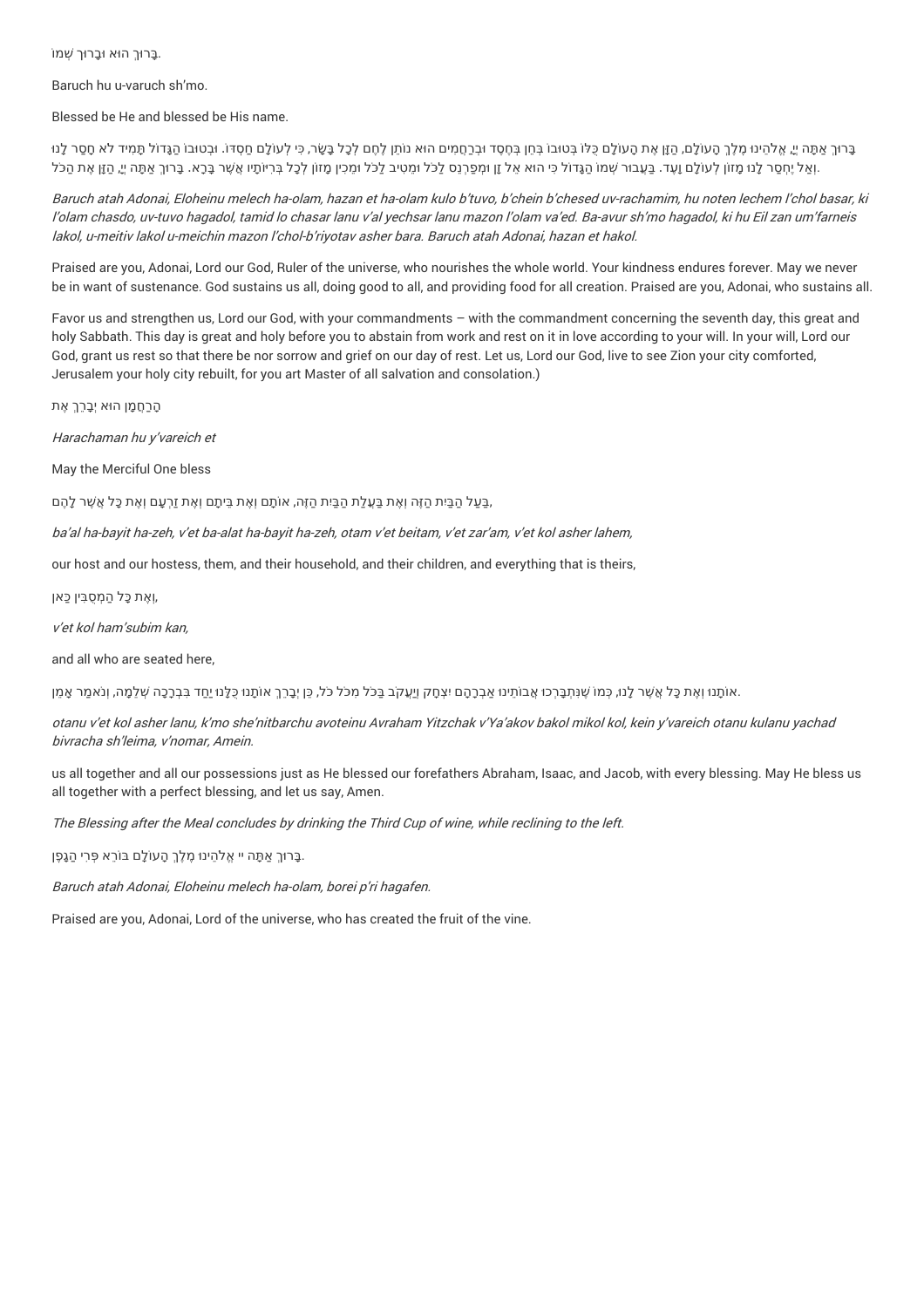בָּרוּךְ הוּא וּבָרוּךְ שְׁמוֹ.

Baruch hu u-varuch sh'mo.

Blessed be He and blessed be His name.

בָּרוּךְ אַתָּה יְיָ אֱלֹהֵינוּ מֶלֶךְ הָעוֹלָם, הַזָּן אֶת הָעוֹלָם כֻּלּוֹ בְּטוּבוֹ בְּחֵן בְּחֶסֶד וּבְרַחֲמִים הוּא נוֹתֵן לֶחֶם לְכָל בָּשָׂר, כִּי לְעוֹלָם חַסְדּוֹ. וּבְטוּבוֹ הַגָּדוֹל תָּמִיד לֹא חָסַר לָנוּ וְאַל יֶחְסַר לָנוּ מָזוֹן לְעוֹלָם וָעֶד. בַּעֲבוּר שְׁמוֹ הַגָּדוֹל כִּי הוּא אֵל זָן וּמְפַרְנֵס לַכֹּל וּמֵטִיב לַכֹּל וּמֵכִין מָזוֹן לְכָל בְּרִיּוֹתָיו אֲשֶׁר בָּרָא. בָּרוּךְ אַתָּה יְיָ, הַזָּן אֶת הַכֹּל.

*Baruch atah Adonai, Eloheinu melech ha-olam, hazan et ha-olam kulo b'tuvo, b'chein b'chesed uv-rachamim, hu noten lechem l'chol basar, ki l'olam chasdo, uv-tuvo hagadol, tamid lo chasar lanu v'al yechsar lanu mazon l'olam va'ed. Ba-avur sh'mo hagadol, ki hu Eil zan um'farneis lakol, u-meitiv lakol u-meichin mazon l'chol-b'riyotav asher bara. Baruch atah Adonai, hazan et hakol.*

Praised are you, Adonai, Lord our God, Ruler of the universe, who nourishes the whole world. Your kindness endures forever. May we never be in want of sustenance. God sustains us all, doing good to all, and providing food for all creation. Praised are you, Adonai, who sustains all.

Favor us and strengthen us, Lord our God, with your commandments – with the commandment concerning the seventh day, this great and holy Sabbath. This day is great and holy before you to abstain from work and rest on it in love according to your will. In your will, Lord our God, grant us rest so that there be nor sorrow and grief on our day of rest. Let us, Lord our God, live to see Zion your city comforted, Jerusalem your holy city rebuilt, for you art Master of all salvation and consolation.)

הָרַחֲמָן הוּא יְבָרֵךְ אֶת

*Harachaman hu y'vareich et*

May the Merciful One bless

בַּעַל הַבַּיִת הַזֶּה וְאֶת בַּעֲלַת הַבַּיִת הַזֶּה, אוֹתָם וְאֶת בֵּיתָם וְאֶת זַרְעָם וְאֶת כָּל אֲשֶׁר לָהֶם,

*ba'al ha-bayit ha-zeh, v'et ba-alat ha-bayit ha-zeh, otam v'et beitam, v'et zar'am, v'et kol asher lahem,*

our host and our hostess, them, and their household, and their children, and everything that is theirs,

וְאֶת כָּל הַמְּסֻבִּין כַּאן,

*v'et kol ham'subim kan,*

and all who are seated here,

אוֹתָנוּ וְאֶת כָּל אֲשֶׁר לָנוּ, כְּמוֹ שֶׁנִּתְבָּרְכוּ אֲבוֹתֵינוּ אַבְרָהָם יִצְחָק וְיַעֲקֹב בַּכֹּל מִכֹּל כֹּל, כֵּן יְבָרֵךְ אוֹתָנוּ כֻּלָּנוּ יַחַד בִּבְרָכָה שְׁלֵמָה, וְנֹאמַר אָמֵן.

*otanu v'et kol asher lanu, k'mo she'nitbarchu avoteinu Avraham Yitzchak v'Ya'akov bakol mikol kol, kein y'vareich otanu kulanu yachad bivracha sh'leima, v'nomar, Amein.*

us all together and all our possessions just as He blessed our forefathers Abraham, Isaac, and Jacob, with every blessing. May He bless us all together with a perfect blessing, and let us say, Amen.

*The Blessing after the Meal concludes by drinking the Third Cup of wine, while reclining to the left.*

בָּרוּךְ אַתָּה יי אֱלֹהֵינוּ מֶלֶךְ הָעוֹלָם בּוֹרֵא פְּרִי הַגָּפֶן.

*Baruch atah Adonai, Eloheinu melech ha-olam, borei p'ri hagafen.*

Praised are you, Adonai, Lord of the universe, who has created the fruit of the vine.